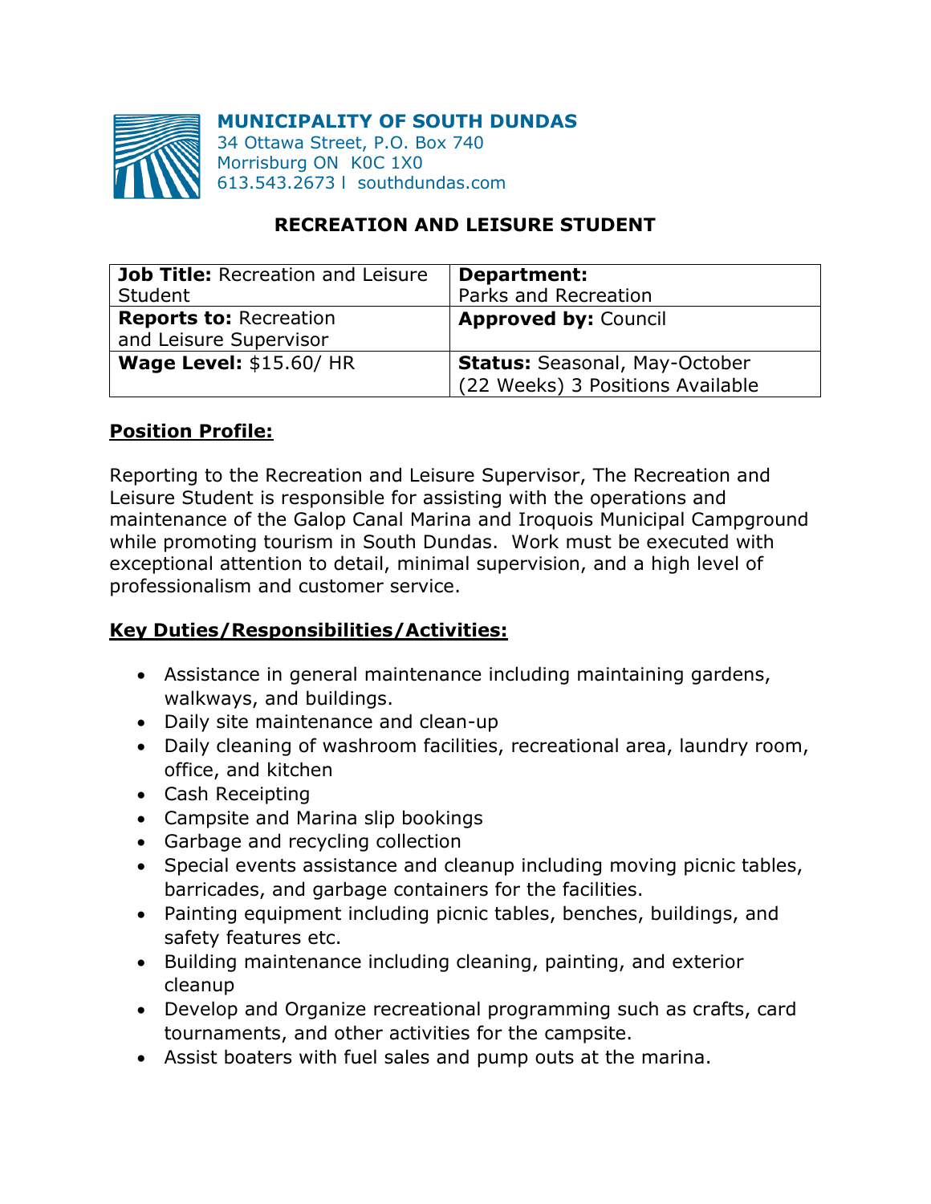**MUNICIPALITY OF SOUTH DUNDAS**
34 Ottawa Street, P.O. Box 740
Morrisburg ON K0C 1X0
613.543.2673 l southdundas.com

# RECREATION AND LEISURE STUDENT

| **Job Title:** Recreation and Leisure Student | **Department:** Parks and Recreation |
|---|---|
| **Reports to:** Recreation and Leisure Supervisor | **Approved by:** Council |
| **Wage Level:** $15.60/ HR | **Status:** Seasonal, May-October (22 Weeks) 3 Positions Available |

## Position Profile:

Reporting to the Recreation and Leisure Supervisor, The Recreation and Leisure Student is responsible for assisting with the operations and maintenance of the Galop Canal Marina and Iroquois Municipal Campground while promoting tourism in South Dundas. Work must be executed with exceptional attention to detail, minimal supervision, and a high level of professionalism and customer service.

## Key Duties/Responsibilities/Activities:

- Assistance in general maintenance including maintaining gardens, walkways, and buildings.
- Daily site maintenance and clean-up
- Daily cleaning of washroom facilities, recreational area, laundry room, office, and kitchen
- Cash Receipting
- Campsite and Marina slip bookings
- Garbage and recycling collection
- Special events assistance and cleanup including moving picnic tables, barricades, and garbage containers for the facilities.
- Painting equipment including picnic tables, benches, buildings, and safety features etc.
- Building maintenance including cleaning, painting, and exterior cleanup
- Develop and Organize recreational programming such as crafts, card tournaments, and other activities for the campsite.
- Assist boaters with fuel sales and pump outs at the marina.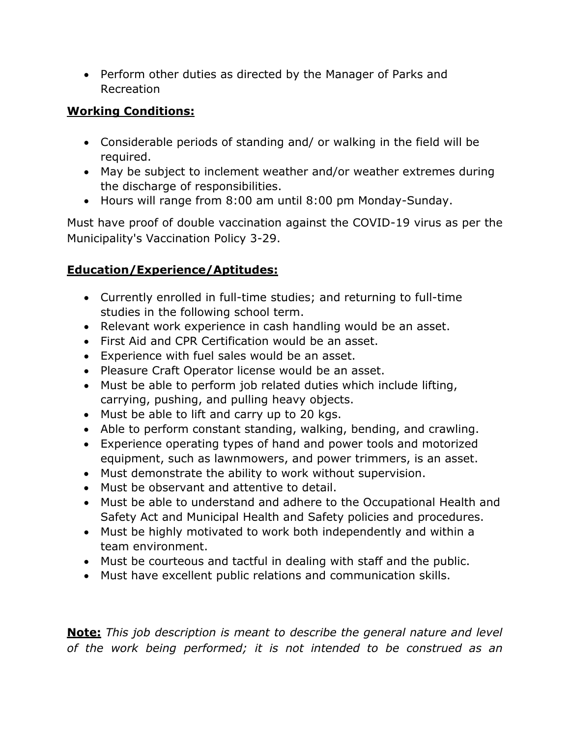- Perform other duties as directed by the Manager of Parks and Recreation

**Working Conditions:**

- Considerable periods of standing and/ or walking in the field will be required.
- May be subject to inclement weather and/or weather extremes during the discharge of responsibilities.
- Hours will range from 8:00 am until 8:00 pm Monday-Sunday.

Must have proof of double vaccination against the COVID-19 virus as per the Municipality's Vaccination Policy 3-29.

**Education/Experience/Aptitudes:**

- Currently enrolled in full-time studies; and returning to full-time studies in the following school term.
- Relevant work experience in cash handling would be an asset.
- First Aid and CPR Certification would be an asset.
- Experience with fuel sales would be an asset.
- Pleasure Craft Operator license would be an asset.
- Must be able to perform job related duties which include lifting, carrying, pushing, and pulling heavy objects.
- Must be able to lift and carry up to 20 kgs.
- Able to perform constant standing, walking, bending, and crawling.
- Experience operating types of hand and power tools and motorized equipment, such as lawnmowers, and power trimmers, is an asset.
- Must demonstrate the ability to work without supervision.
- Must be observant and attentive to detail.
- Must be able to understand and adhere to the Occupational Health and Safety Act and Municipal Health and Safety policies and procedures.
- Must be highly motivated to work both independently and within a team environment.
- Must be courteous and tactful in dealing with staff and the public.
- Must have excellent public relations and communication skills.

**Note:** *This job description is meant to describe the general nature and level of the work being performed; it is not intended to be construed as an*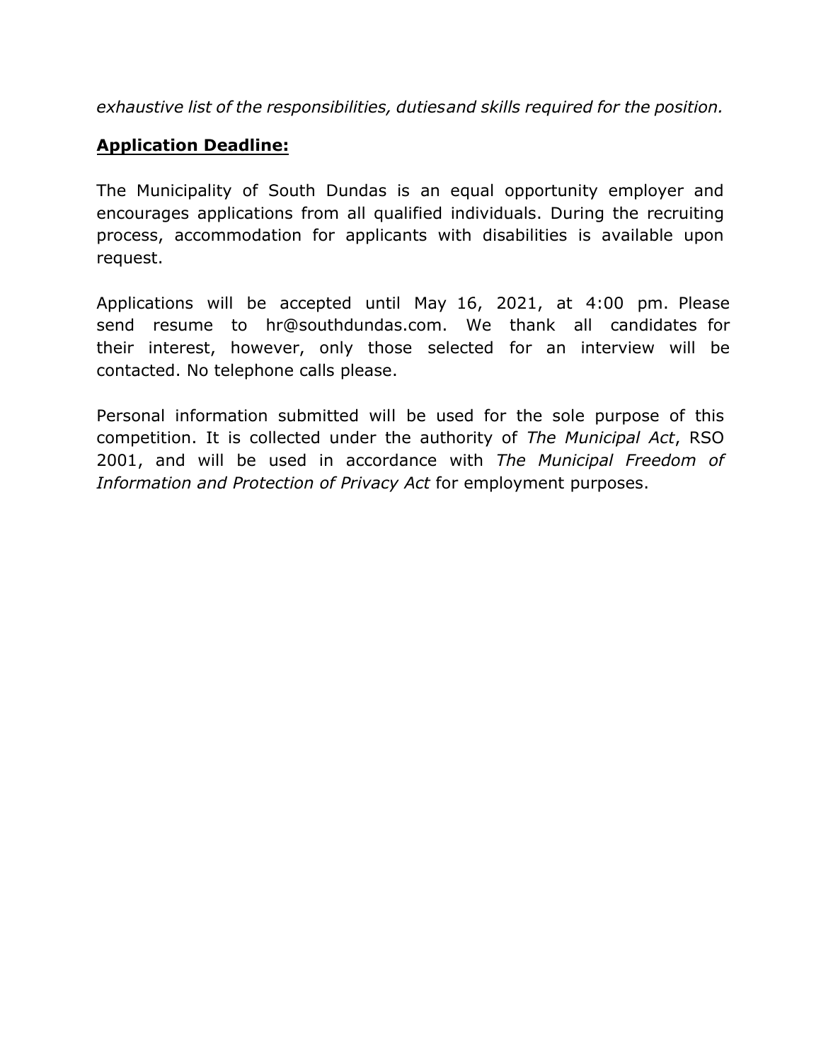*exhaustive list of the responsibilities, duties and skills required for the position.*

## **Application Deadline:**

The Municipality of South Dundas is an equal opportunity employer and encourages applications from all qualified individuals. During the recruiting process, accommodation for applicants with disabilities is available upon request.

Applications will be accepted until May 16, 2021, at 4:00 pm. Please send resume to hr@southdundas.com. We thank all candidates for their interest, however, only those selected for an interview will be contacted. No telephone calls please.

Personal information submitted will be used for the sole purpose of this competition. It is collected under the authority of *The Municipal Act*, RSO 2001, and will be used in accordance with *The Municipal Freedom of Information and Protection of Privacy Act* for employment purposes.